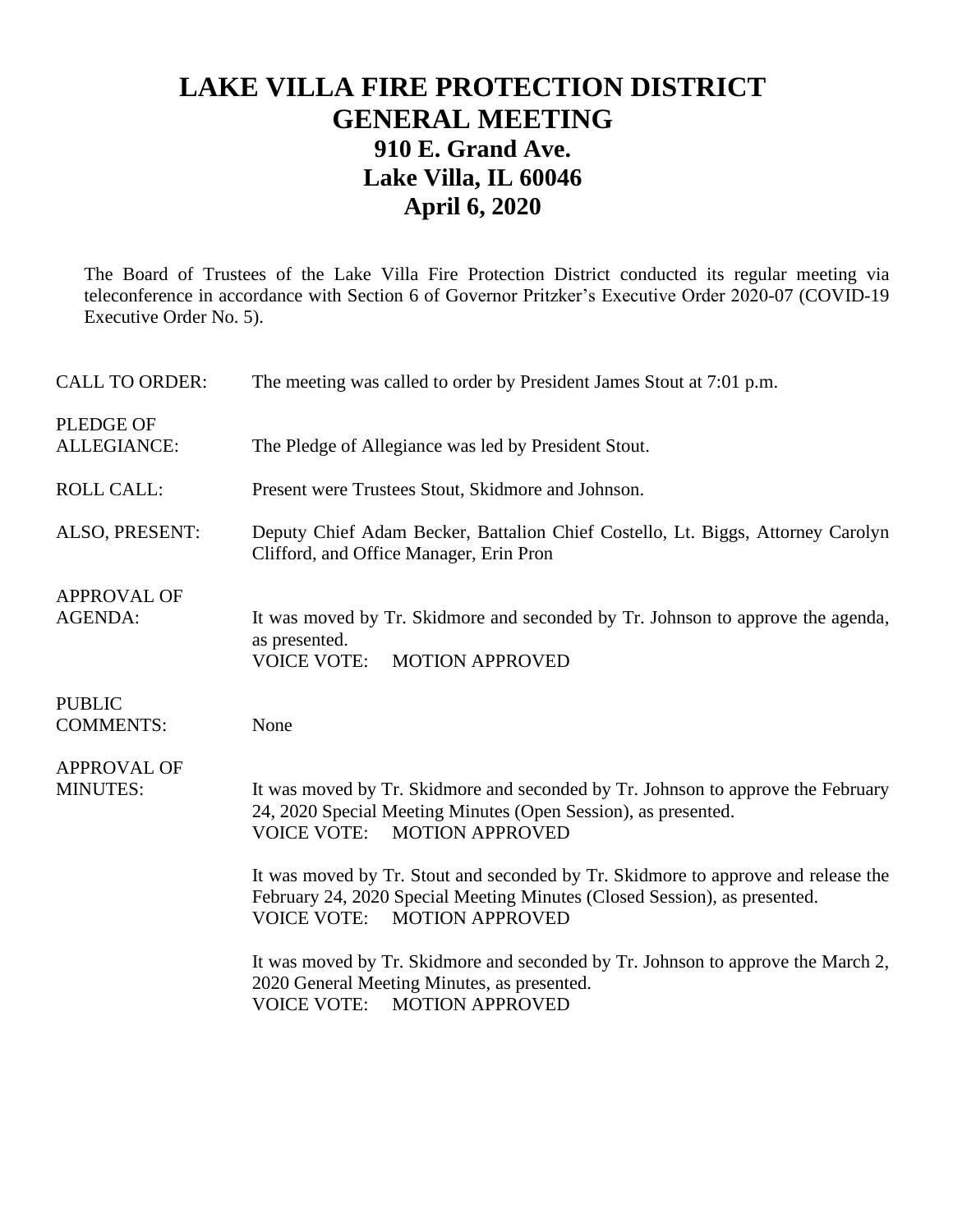# LAKE VILLA FIRE PROTECTION DISTRICT
# GENERAL MEETING
## 910 E. Grand Ave.
## Lake Villa, IL 60046
## April 6, 2020

The Board of Trustees of the Lake Villa Fire Protection District conducted its regular meeting via teleconference in accordance with Section 6 of Governor Pritzker's Executive Order 2020-07 (COVID-19 Executive Order No. 5).

**CALL TO ORDER:** The meeting was called to order by President James Stout at 7:01 p.m.

**PLEDGE OF ALLEGIANCE:** The Pledge of Allegiance was led by President Stout.

**ROLL CALL:** Present were Trustees Stout, Skidmore and Johnson.

**ALSO, PRESENT:** Deputy Chief Adam Becker, Battalion Chief Costello, Lt. Biggs, Attorney Carolyn Clifford, and Office Manager, Erin Pron

**APPROVAL OF AGENDA:** It was moved by Tr. Skidmore and seconded by Tr. Johnson to approve the agenda, as presented.
VOICE VOTE: MOTION APPROVED

**PUBLIC COMMENTS:** None

**APPROVAL OF MINUTES:** It was moved by Tr. Skidmore and seconded by Tr. Johnson to approve the February 24, 2020 Special Meeting Minutes (Open Session), as presented.
VOICE VOTE: MOTION APPROVED

It was moved by Tr. Stout and seconded by Tr. Skidmore to approve and release the February 24, 2020 Special Meeting Minutes (Closed Session), as presented.
VOICE VOTE: MOTION APPROVED

It was moved by Tr. Skidmore and seconded by Tr. Johnson to approve the March 2, 2020 General Meeting Minutes, as presented.
VOICE VOTE: MOTION APPROVED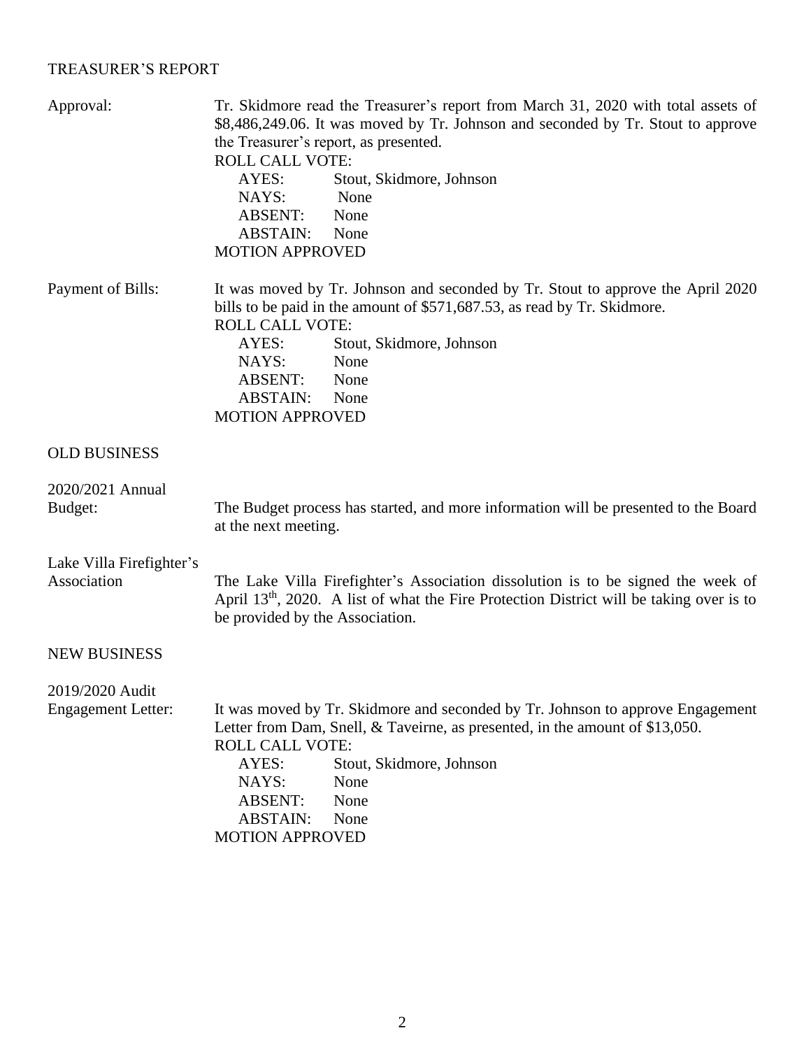## TREASURER'S REPORT

**Approval:**

Tr. Skidmore read the Treasurer's report from March 31, 2020 with total assets of $8,486,249.06. It was moved by Tr. Johnson and seconded by Tr. Stout to approve the Treasurer's report, as presented.

ROLL CALL VOTE:

AYES: Stout, Skidmore, Johnson
NAYS: None
ABSENT: None
ABSTAIN: None

MOTION APPROVED

**Payment of Bills:**

It was moved by Tr. Johnson and seconded by Tr. Stout to approve the April 2020 bills to be paid in the amount of $571,687.53, as read by Tr. Skidmore.

ROLL CALL VOTE:

AYES: Stout, Skidmore, Johnson
NAYS: None
ABSENT: None
ABSTAIN: None

MOTION APPROVED

## OLD BUSINESS

**2020/2021 Annual Budget:**

The Budget process has started, and more information will be presented to the Board at the next meeting.

**Lake Villa Firefighter's Association**

The Lake Villa Firefighter's Association dissolution is to be signed the week of April 13th, 2020. A list of what the Fire Protection District will be taking over is to be provided by the Association.

## NEW BUSINESS

**2019/2020 Audit Engagement Letter:**

It was moved by Tr. Skidmore and seconded by Tr. Johnson to approve Engagement Letter from Dam, Snell, & Taveirne, as presented, in the amount of $13,050.

ROLL CALL VOTE:

AYES: Stout, Skidmore, Johnson
NAYS: None
ABSENT: None
ABSTAIN: None

MOTION APPROVED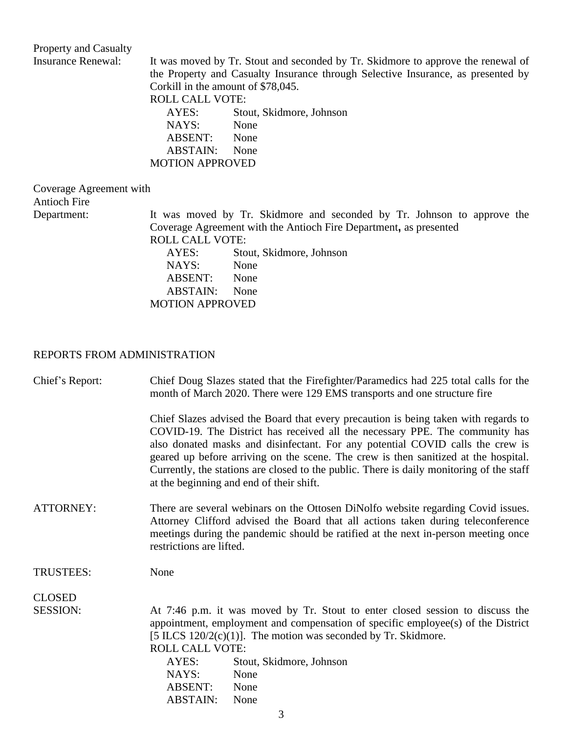**Property and Casualty Insurance Renewal:** It was moved by Tr. Stout and seconded by Tr. Skidmore to approve the renewal of the Property and Casualty Insurance through Selective Insurance, as presented by Corkill in the amount of $78,045.

ROLL CALL VOTE:

| | |
|---|---|
| AYES: | Stout, Skidmore, Johnson |
| NAYS: | None |
| ABSENT: | None |
| ABSTAIN: | None |

MOTION APPROVED

**Coverage Agreement with Antioch Fire Department:** It was moved by Tr. Skidmore and seconded by Tr. Johnson to approve the Coverage Agreement with the Antioch Fire Department**,** as presented

ROLL CALL VOTE:

| | |
|---|---|
| AYES: | Stout, Skidmore, Johnson |
| NAYS: | None |
| ABSENT: | None |
| ABSTAIN: | None |

MOTION APPROVED

## REPORTS FROM ADMINISTRATION

**Chief's Report:** Chief Doug Slazes stated that the Firefighter/Paramedics had 225 total calls for the month of March 2020. There were 129 EMS transports and one structure fire

Chief Slazes advised the Board that every precaution is being taken with regards to COVID-19. The District has received all the necessary PPE. The community has also donated masks and disinfectant. For any potential COVID calls the crew is geared up before arriving on the scene. The crew is then sanitized at the hospital. Currently, the stations are closed to the public. There is daily monitoring of the staff at the beginning and end of their shift.

**ATTORNEY:** There are several webinars on the Ottosen DiNolfo website regarding Covid issues. Attorney Clifford advised the Board that all actions taken during teleconference meetings during the pandemic should be ratified at the next in-person meeting once restrictions are lifted.

**TRUSTEES:** None

**CLOSED SESSION:** At 7:46 p.m. it was moved by Tr. Stout to enter closed session to discuss the appointment, employment and compensation of specific employee(s) of the District [5 ILCS 120/2(c)(1)]. The motion was seconded by Tr. Skidmore.

ROLL CALL VOTE:

| | |
|---|---|
| AYES: | Stout, Skidmore, Johnson |
| NAYS: | None |
| ABSENT: | None |
| ABSTAIN: | None |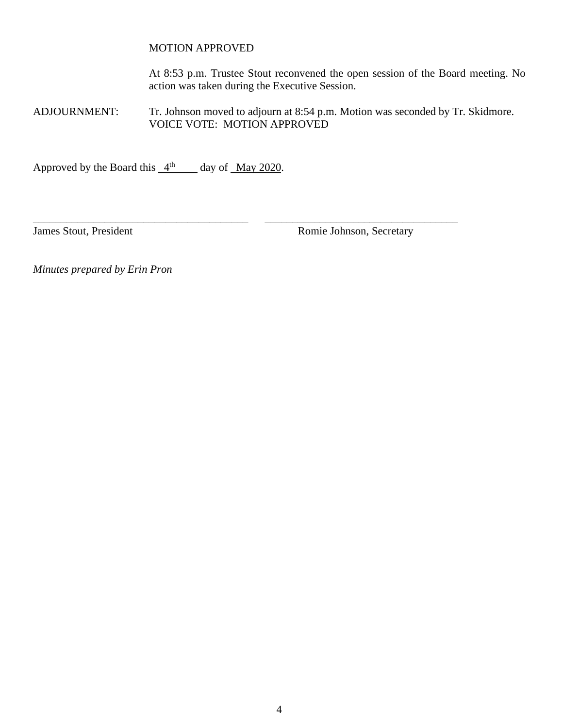MOTION APPROVED

At 8:53 p.m. Trustee Stout reconvened the open session of the Board meeting. No action was taken during the Executive Session.

ADJOURNMENT: Tr. Johnson moved to adjourn at 8:54 p.m. Motion was seconded by Tr. Skidmore. VOICE VOTE: MOTION APPROVED

Approved by the Board this 4th day of May 2020.

_______________________________________ James Stout, President

_______________________________________ Romie Johnson, Secretary

*Minutes prepared by Erin Pron*